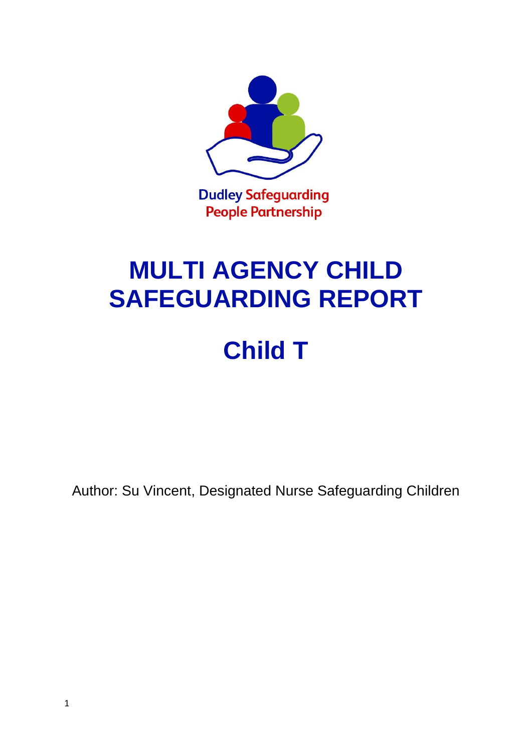Dudley Safeguarding People Partnership

# MULTI AGENCY CHILD SAFEGUARDING REPORT

# Child T

Author: Su Vincent, Designated Nurse Safeguarding Children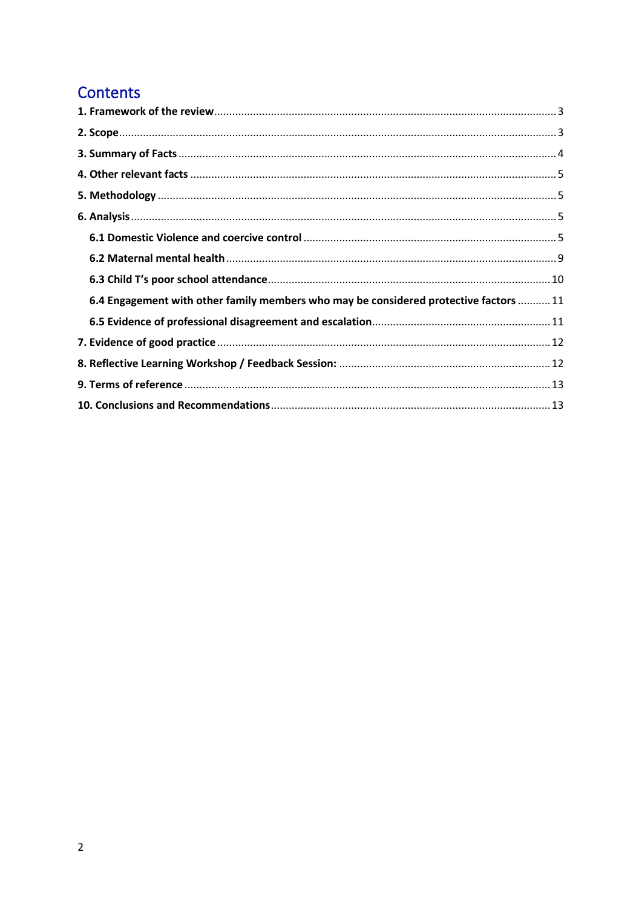## Contents

**1. Framework of the review** .......... 3

**2. Scope** .......... 3

**3. Summary of Facts** .......... 4

**4. Other relevant facts** .......... 5

**5. Methodology** .......... 5

**6. Analysis** .......... 5

- **6.1 Domestic Violence and coercive control** .......... 5
- **6.2 Maternal mental health** .......... 9
- **6.3 Child T's poor school attendance** .......... 10
- **6.4 Engagement with other family members who may be considered protective factors** .......... 11
- **6.5 Evidence of professional disagreement and escalation** .......... 11

**7. Evidence of good practice** .......... 12

**8. Reflective Learning Workshop / Feedback Session:** .......... 12

**9. Terms of reference** .......... 13

**10. Conclusions and Recommendations** .......... 13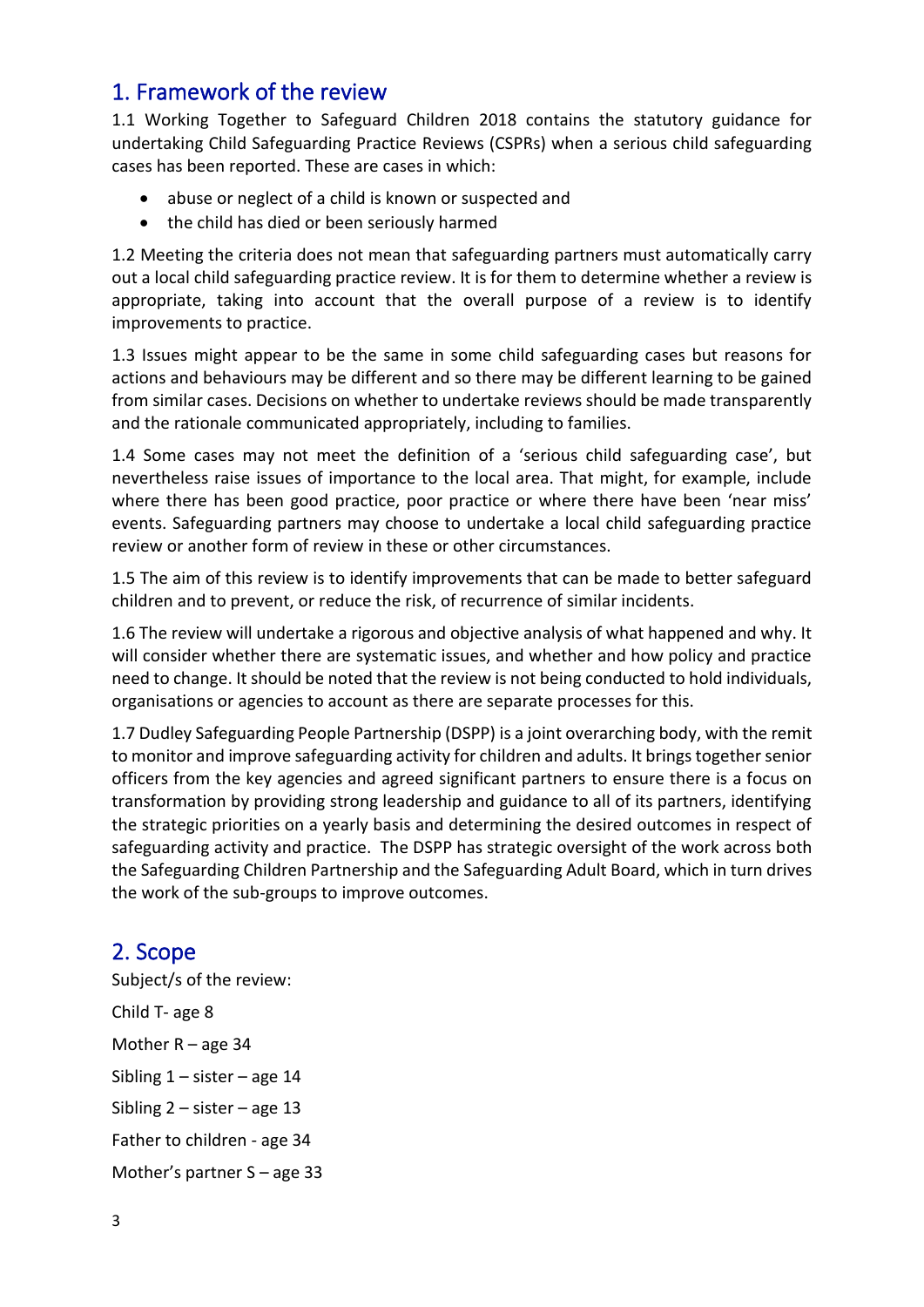## 1. Framework of the review

1.1 Working Together to Safeguard Children 2018 contains the statutory guidance for undertaking Child Safeguarding Practice Reviews (CSPRs) when a serious child safeguarding cases has been reported. These are cases in which:

- abuse or neglect of a child is known or suspected and
- the child has died or been seriously harmed

1.2 Meeting the criteria does not mean that safeguarding partners must automatically carry out a local child safeguarding practice review. It is for them to determine whether a review is appropriate, taking into account that the overall purpose of a review is to identify improvements to practice.

1.3 Issues might appear to be the same in some child safeguarding cases but reasons for actions and behaviours may be different and so there may be different learning to be gained from similar cases. Decisions on whether to undertake reviews should be made transparently and the rationale communicated appropriately, including to families.

1.4 Some cases may not meet the definition of a 'serious child safeguarding case', but nevertheless raise issues of importance to the local area. That might, for example, include where there has been good practice, poor practice or where there have been 'near miss' events. Safeguarding partners may choose to undertake a local child safeguarding practice review or another form of review in these or other circumstances.

1.5 The aim of this review is to identify improvements that can be made to better safeguard children and to prevent, or reduce the risk, of recurrence of similar incidents.

1.6 The review will undertake a rigorous and objective analysis of what happened and why. It will consider whether there are systematic issues, and whether and how policy and practice need to change. It should be noted that the review is not being conducted to hold individuals, organisations or agencies to account as there are separate processes for this.

1.7 Dudley Safeguarding People Partnership (DSPP) is a joint overarching body, with the remit to monitor and improve safeguarding activity for children and adults. It brings together senior officers from the key agencies and agreed significant partners to ensure there is a focus on transformation by providing strong leadership and guidance to all of its partners, identifying the strategic priorities on a yearly basis and determining the desired outcomes in respect of safeguarding activity and practice. The DSPP has strategic oversight of the work across both the Safeguarding Children Partnership and the Safeguarding Adult Board, which in turn drives the work of the sub-groups to improve outcomes.

## 2. Scope

Subject/s of the review:

Child T- age 8

Mother R – age 34

Sibling 1 – sister – age 14

Sibling 2 – sister – age 13

Father to children - age 34

Mother's partner S – age 33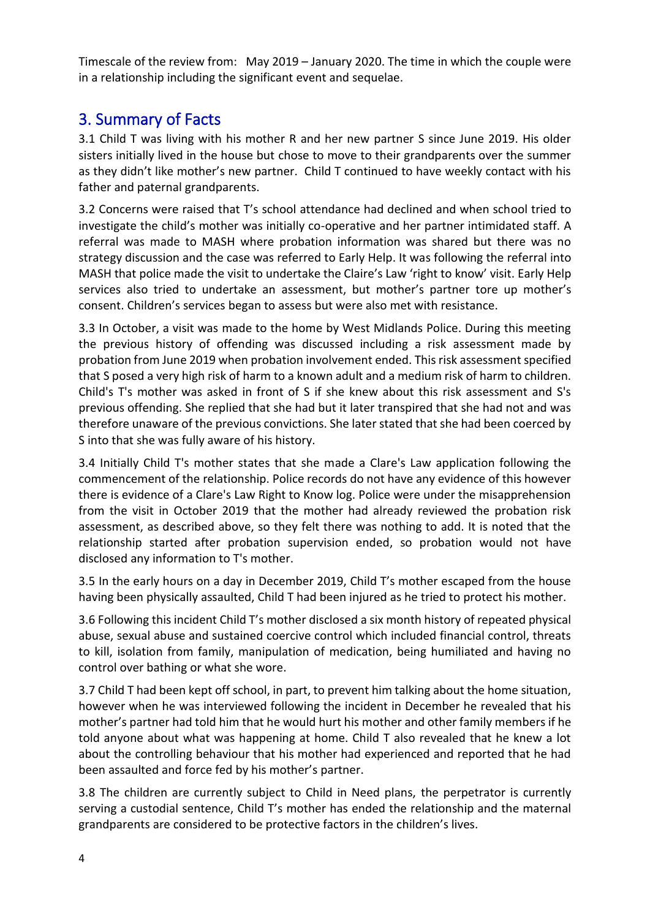Timescale of the review from: May 2019 – January 2020. The time in which the couple were in a relationship including the significant event and sequelae.

## 3. Summary of Facts

3.1 Child T was living with his mother R and her new partner S since June 2019. His older sisters initially lived in the house but chose to move to their grandparents over the summer as they didn't like mother's new partner. Child T continued to have weekly contact with his father and paternal grandparents.

3.2 Concerns were raised that T's school attendance had declined and when school tried to investigate the child's mother was initially co-operative and her partner intimidated staff. A referral was made to MASH where probation information was shared but there was no strategy discussion and the case was referred to Early Help. It was following the referral into MASH that police made the visit to undertake the Claire's Law 'right to know' visit. Early Help services also tried to undertake an assessment, but mother's partner tore up mother's consent. Children's services began to assess but were also met with resistance.

3.3 In October, a visit was made to the home by West Midlands Police. During this meeting the previous history of offending was discussed including a risk assessment made by probation from June 2019 when probation involvement ended. This risk assessment specified that S posed a very high risk of harm to a known adult and a medium risk of harm to children. Child's T's mother was asked in front of S if she knew about this risk assessment and S's previous offending. She replied that she had but it later transpired that she had not and was therefore unaware of the previous convictions. She later stated that she had been coerced by S into that she was fully aware of his history.

3.4 Initially Child T's mother states that she made a Clare's Law application following the commencement of the relationship. Police records do not have any evidence of this however there is evidence of a Clare's Law Right to Know log. Police were under the misapprehension from the visit in October 2019 that the mother had already reviewed the probation risk assessment, as described above, so they felt there was nothing to add. It is noted that the relationship started after probation supervision ended, so probation would not have disclosed any information to T's mother.

3.5 In the early hours on a day in December 2019, Child T's mother escaped from the house having been physically assaulted, Child T had been injured as he tried to protect his mother.

3.6 Following this incident Child T's mother disclosed a six month history of repeated physical abuse, sexual abuse and sustained coercive control which included financial control, threats to kill, isolation from family, manipulation of medication, being humiliated and having no control over bathing or what she wore.

3.7 Child T had been kept off school, in part, to prevent him talking about the home situation, however when he was interviewed following the incident in December he revealed that his mother's partner had told him that he would hurt his mother and other family members if he told anyone about what was happening at home. Child T also revealed that he knew a lot about the controlling behaviour that his mother had experienced and reported that he had been assaulted and force fed by his mother's partner.

3.8 The children are currently subject to Child in Need plans, the perpetrator is currently serving a custodial sentence, Child T's mother has ended the relationship and the maternal grandparents are considered to be protective factors in the children's lives.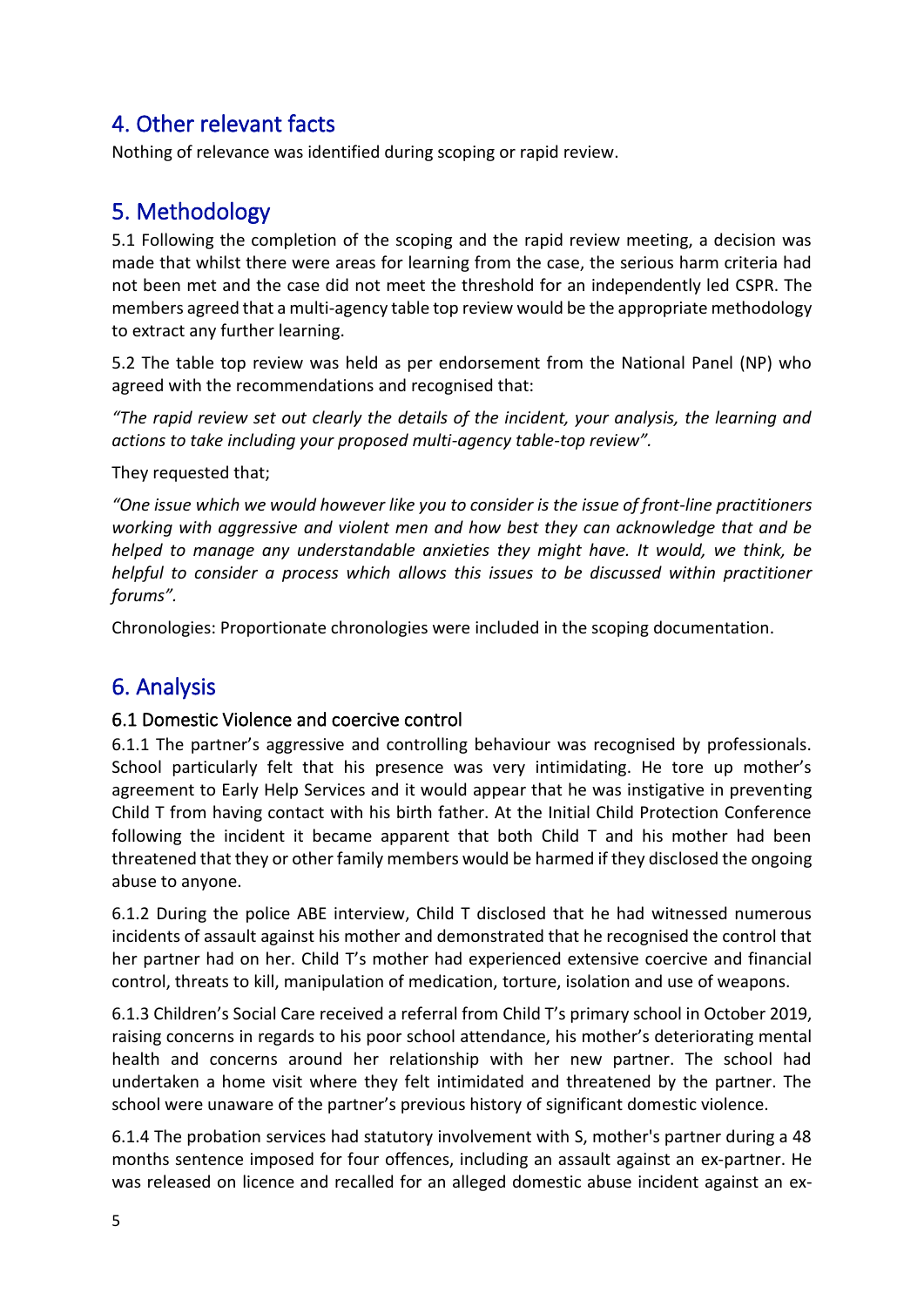## 4. Other relevant facts

Nothing of relevance was identified during scoping or rapid review.

## 5. Methodology

5.1 Following the completion of the scoping and the rapid review meeting, a decision was made that whilst there were areas for learning from the case, the serious harm criteria had not been met and the case did not meet the threshold for an independently led CSPR. The members agreed that a multi-agency table top review would be the appropriate methodology to extract any further learning.

5.2 The table top review was held as per endorsement from the National Panel (NP) who agreed with the recommendations and recognised that:

*"The rapid review set out clearly the details of the incident, your analysis, the learning and actions to take including your proposed multi-agency table-top review".*

They requested that;

*"One issue which we would however like you to consider is the issue of front-line practitioners working with aggressive and violent men and how best they can acknowledge that and be helped to manage any understandable anxieties they might have. It would, we think, be helpful to consider a process which allows this issues to be discussed within practitioner forums".*

Chronologies: Proportionate chronologies were included in the scoping documentation.

## 6. Analysis

### 6.1 Domestic Violence and coercive control

6.1.1 The partner's aggressive and controlling behaviour was recognised by professionals. School particularly felt that his presence was very intimidating. He tore up mother's agreement to Early Help Services and it would appear that he was instigative in preventing Child T from having contact with his birth father. At the Initial Child Protection Conference following the incident it became apparent that both Child T and his mother had been threatened that they or other family members would be harmed if they disclosed the ongoing abuse to anyone.

6.1.2 During the police ABE interview, Child T disclosed that he had witnessed numerous incidents of assault against his mother and demonstrated that he recognised the control that her partner had on her. Child T's mother had experienced extensive coercive and financial control, threats to kill, manipulation of medication, torture, isolation and use of weapons.

6.1.3 Children's Social Care received a referral from Child T's primary school in October 2019, raising concerns in regards to his poor school attendance, his mother's deteriorating mental health and concerns around her relationship with her new partner. The school had undertaken a home visit where they felt intimidated and threatened by the partner. The school were unaware of the partner's previous history of significant domestic violence.

6.1.4 The probation services had statutory involvement with S, mother's partner during a 48 months sentence imposed for four offences, including an assault against an ex-partner. He was released on licence and recalled for an alleged domestic abuse incident against an ex-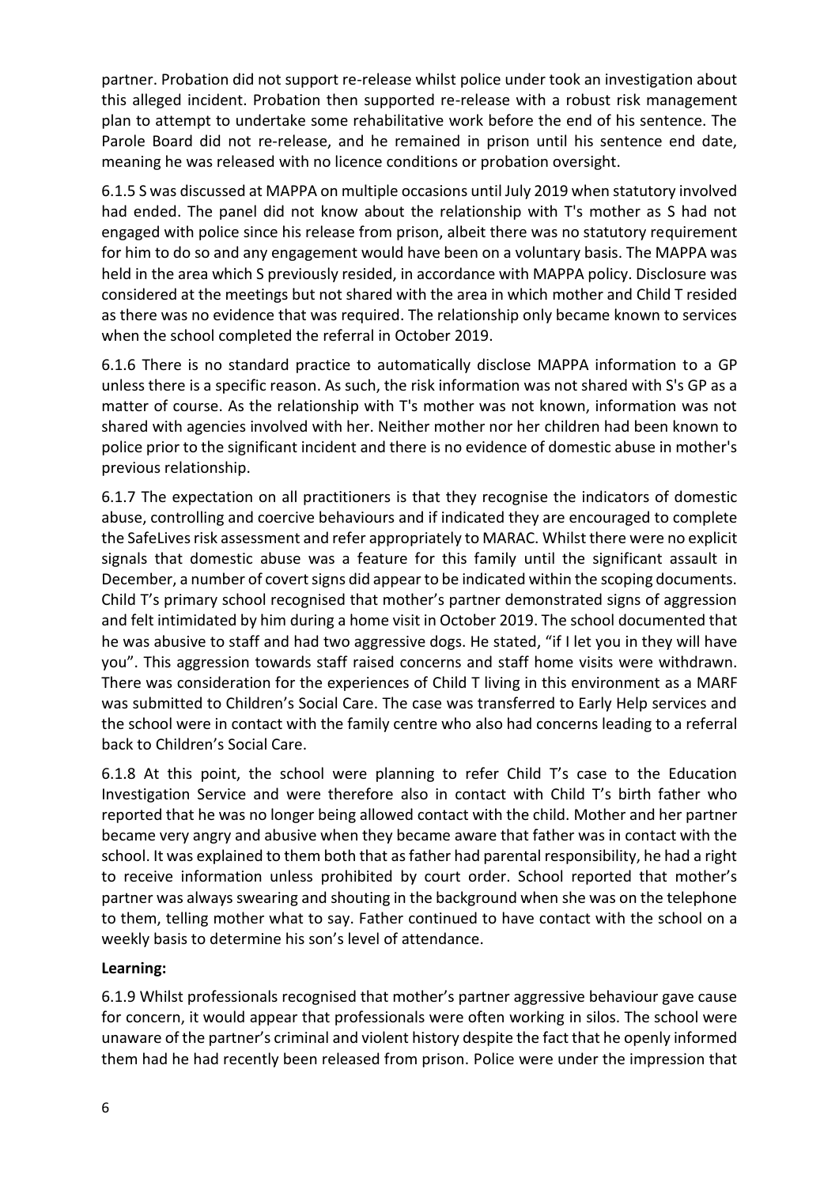partner. Probation did not support re-release whilst police under took an investigation about this alleged incident. Probation then supported re-release with a robust risk management plan to attempt to undertake some rehabilitative work before the end of his sentence. The Parole Board did not re-release, and he remained in prison until his sentence end date, meaning he was released with no licence conditions or probation oversight.

6.1.5 S was discussed at MAPPA on multiple occasions until July 2019 when statutory involved had ended. The panel did not know about the relationship with T's mother as S had not engaged with police since his release from prison, albeit there was no statutory requirement for him to do so and any engagement would have been on a voluntary basis. The MAPPA was held in the area which S previously resided, in accordance with MAPPA policy. Disclosure was considered at the meetings but not shared with the area in which mother and Child T resided as there was no evidence that was required. The relationship only became known to services when the school completed the referral in October 2019.

6.1.6 There is no standard practice to automatically disclose MAPPA information to a GP unless there is a specific reason. As such, the risk information was not shared with S's GP as a matter of course. As the relationship with T's mother was not known, information was not shared with agencies involved with her. Neither mother nor her children had been known to police prior to the significant incident and there is no evidence of domestic abuse in mother's previous relationship.

6.1.7 The expectation on all practitioners is that they recognise the indicators of domestic abuse, controlling and coercive behaviours and if indicated they are encouraged to complete the SafeLives risk assessment and refer appropriately to MARAC. Whilst there were no explicit signals that domestic abuse was a feature for this family until the significant assault in December, a number of covert signs did appear to be indicated within the scoping documents. Child T's primary school recognised that mother's partner demonstrated signs of aggression and felt intimidated by him during a home visit in October 2019. The school documented that he was abusive to staff and had two aggressive dogs. He stated, "if I let you in they will have you". This aggression towards staff raised concerns and staff home visits were withdrawn. There was consideration for the experiences of Child T living in this environment as a MARF was submitted to Children's Social Care. The case was transferred to Early Help services and the school were in contact with the family centre who also had concerns leading to a referral back to Children's Social Care.

6.1.8 At this point, the school were planning to refer Child T's case to the Education Investigation Service and were therefore also in contact with Child T's birth father who reported that he was no longer being allowed contact with the child. Mother and her partner became very angry and abusive when they became aware that father was in contact with the school. It was explained to them both that as father had parental responsibility, he had a right to receive information unless prohibited by court order. School reported that mother's partner was always swearing and shouting in the background when she was on the telephone to them, telling mother what to say. Father continued to have contact with the school on a weekly basis to determine his son's level of attendance.

**Learning:**

6.1.9 Whilst professionals recognised that mother's partner aggressive behaviour gave cause for concern, it would appear that professionals were often working in silos. The school were unaware of the partner's criminal and violent history despite the fact that he openly informed them had he had recently been released from prison. Police were under the impression that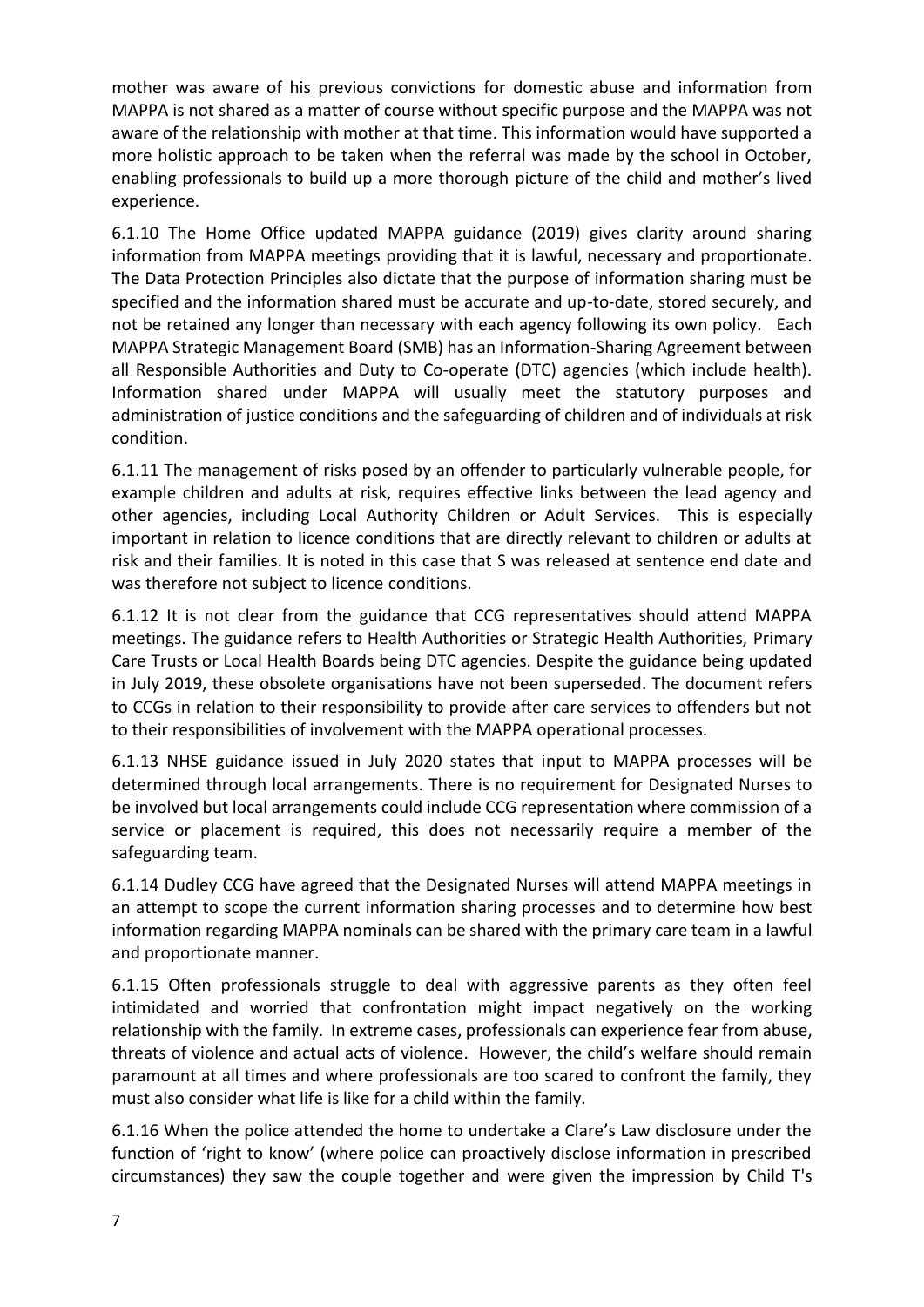mother was aware of his previous convictions for domestic abuse and information from MAPPA is not shared as a matter of course without specific purpose and the MAPPA was not aware of the relationship with mother at that time. This information would have supported a more holistic approach to be taken when the referral was made by the school in October, enabling professionals to build up a more thorough picture of the child and mother's lived experience.

6.1.10 The Home Office updated MAPPA guidance (2019) gives clarity around sharing information from MAPPA meetings providing that it is lawful, necessary and proportionate. The Data Protection Principles also dictate that the purpose of information sharing must be specified and the information shared must be accurate and up-to-date, stored securely, and not be retained any longer than necessary with each agency following its own policy. Each MAPPA Strategic Management Board (SMB) has an Information-Sharing Agreement between all Responsible Authorities and Duty to Co-operate (DTC) agencies (which include health). Information shared under MAPPA will usually meet the statutory purposes and administration of justice conditions and the safeguarding of children and of individuals at risk condition.

6.1.11 The management of risks posed by an offender to particularly vulnerable people, for example children and adults at risk, requires effective links between the lead agency and other agencies, including Local Authority Children or Adult Services. This is especially important in relation to licence conditions that are directly relevant to children or adults at risk and their families. It is noted in this case that S was released at sentence end date and was therefore not subject to licence conditions.

6.1.12 It is not clear from the guidance that CCG representatives should attend MAPPA meetings. The guidance refers to Health Authorities or Strategic Health Authorities, Primary Care Trusts or Local Health Boards being DTC agencies. Despite the guidance being updated in July 2019, these obsolete organisations have not been superseded. The document refers to CCGs in relation to their responsibility to provide after care services to offenders but not to their responsibilities of involvement with the MAPPA operational processes.

6.1.13 NHSE guidance issued in July 2020 states that input to MAPPA processes will be determined through local arrangements. There is no requirement for Designated Nurses to be involved but local arrangements could include CCG representation where commission of a service or placement is required, this does not necessarily require a member of the safeguarding team.

6.1.14 Dudley CCG have agreed that the Designated Nurses will attend MAPPA meetings in an attempt to scope the current information sharing processes and to determine how best information regarding MAPPA nominals can be shared with the primary care team in a lawful and proportionate manner.

6.1.15 Often professionals struggle to deal with aggressive parents as they often feel intimidated and worried that confrontation might impact negatively on the working relationship with the family. In extreme cases, professionals can experience fear from abuse, threats of violence and actual acts of violence. However, the child's welfare should remain paramount at all times and where professionals are too scared to confront the family, they must also consider what life is like for a child within the family.

6.1.16 When the police attended the home to undertake a Clare's Law disclosure under the function of 'right to know' (where police can proactively disclose information in prescribed circumstances) they saw the couple together and were given the impression by Child T's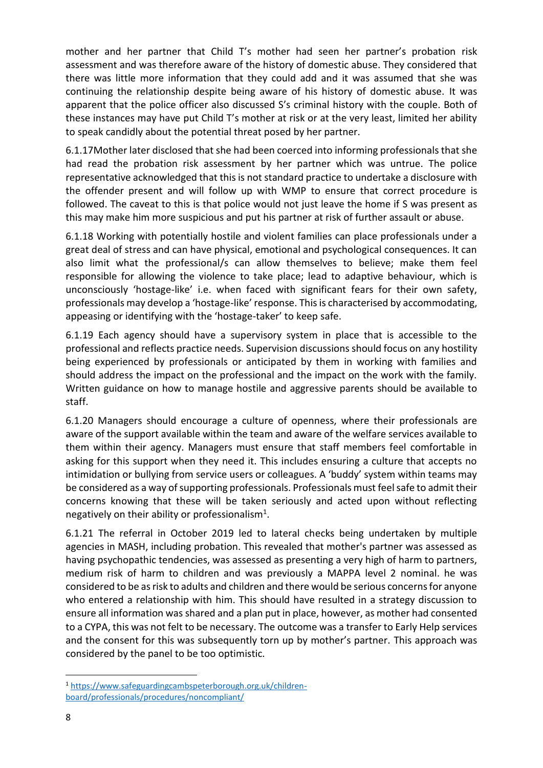mother and her partner that Child T's mother had seen her partner's probation risk assessment and was therefore aware of the history of domestic abuse. They considered that there was little more information that they could add and it was assumed that she was continuing the relationship despite being aware of his history of domestic abuse. It was apparent that the police officer also discussed S's criminal history with the couple. Both of these instances may have put Child T's mother at risk or at the very least, limited her ability to speak candidly about the potential threat posed by her partner.

6.1.17Mother later disclosed that she had been coerced into informing professionals that she had read the probation risk assessment by her partner which was untrue. The police representative acknowledged that this is not standard practice to undertake a disclosure with the offender present and will follow up with WMP to ensure that correct procedure is followed. The caveat to this is that police would not just leave the home if S was present as this may make him more suspicious and put his partner at risk of further assault or abuse.

6.1.18 Working with potentially hostile and violent families can place professionals under a great deal of stress and can have physical, emotional and psychological consequences. It can also limit what the professional/s can allow themselves to believe; make them feel responsible for allowing the violence to take place; lead to adaptive behaviour, which is unconsciously 'hostage-like' i.e. when faced with significant fears for their own safety, professionals may develop a 'hostage-like' response. This is characterised by accommodating, appeasing or identifying with the 'hostage-taker' to keep safe.

6.1.19 Each agency should have a supervisory system in place that is accessible to the professional and reflects practice needs. Supervision discussions should focus on any hostility being experienced by professionals or anticipated by them in working with families and should address the impact on the professional and the impact on the work with the family. Written guidance on how to manage hostile and aggressive parents should be available to staff.

6.1.20 Managers should encourage a culture of openness, where their professionals are aware of the support available within the team and aware of the welfare services available to them within their agency. Managers must ensure that staff members feel comfortable in asking for this support when they need it. This includes ensuring a culture that accepts no intimidation or bullying from service users or colleagues. A 'buddy' system within teams may be considered as a way of supporting professionals. Professionals must feel safe to admit their concerns knowing that these will be taken seriously and acted upon without reflecting negatively on their ability or professionalism[1].

6.1.21 The referral in October 2019 led to lateral checks being undertaken by multiple agencies in MASH, including probation. This revealed that mother's partner was assessed as having psychopathic tendencies, was assessed as presenting a very high of harm to partners, medium risk of harm to children and was previously a MAPPA level 2 nominal. he was considered to be as risk to adults and children and there would be serious concerns for anyone who entered a relationship with him. This should have resulted in a strategy discussion to ensure all information was shared and a plan put in place, however, as mother had consented to a CYPA, this was not felt to be necessary. The outcome was a transfer to Early Help services and the consent for this was subsequently torn up by mother's partner. This approach was considered by the panel to be too optimistic.

[1] https://www.safeguardingcambspeterborough.org.uk/children-board/professionals/procedures/noncompliant/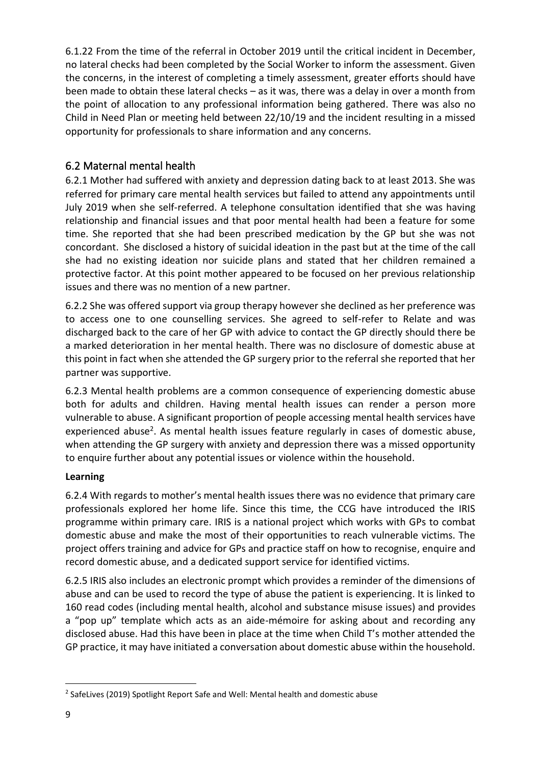6.1.22 From the time of the referral in October 2019 until the critical incident in December, no lateral checks had been completed by the Social Worker to inform the assessment. Given the concerns, in the interest of completing a timely assessment, greater efforts should have been made to obtain these lateral checks – as it was, there was a delay in over a month from the point of allocation to any professional information being gathered. There was also no Child in Need Plan or meeting held between 22/10/19 and the incident resulting in a missed opportunity for professionals to share information and any concerns.

## 6.2 Maternal mental health

6.2.1 Mother had suffered with anxiety and depression dating back to at least 2013. She was referred for primary care mental health services but failed to attend any appointments until July 2019 when she self-referred. A telephone consultation identified that she was having relationship and financial issues and that poor mental health had been a feature for some time. She reported that she had been prescribed medication by the GP but she was not concordant. She disclosed a history of suicidal ideation in the past but at the time of the call she had no existing ideation nor suicide plans and stated that her children remained a protective factor. At this point mother appeared to be focused on her previous relationship issues and there was no mention of a new partner.

6.2.2 She was offered support via group therapy however she declined as her preference was to access one to one counselling services. She agreed to self-refer to Relate and was discharged back to the care of her GP with advice to contact the GP directly should there be a marked deterioration in her mental health. There was no disclosure of domestic abuse at this point in fact when she attended the GP surgery prior to the referral she reported that her partner was supportive.

6.2.3 Mental health problems are a common consequence of experiencing domestic abuse both for adults and children. Having mental health issues can render a person more vulnerable to abuse. A significant proportion of people accessing mental health services have experienced abuse[2]. As mental health issues feature regularly in cases of domestic abuse, when attending the GP surgery with anxiety and depression there was a missed opportunity to enquire further about any potential issues or violence within the household.

**Learning**

6.2.4 With regards to mother's mental health issues there was no evidence that primary care professionals explored her home life. Since this time, the CCG have introduced the IRIS programme within primary care. IRIS is a national project which works with GPs to combat domestic abuse and make the most of their opportunities to reach vulnerable victims. The project offers training and advice for GPs and practice staff on how to recognise, enquire and record domestic abuse, and a dedicated support service for identified victims.

6.2.5 IRIS also includes an electronic prompt which provides a reminder of the dimensions of abuse and can be used to record the type of abuse the patient is experiencing. It is linked to 160 read codes (including mental health, alcohol and substance misuse issues) and provides a "pop up" template which acts as an aide-mémoire for asking about and recording any disclosed abuse. Had this have been in place at the time when Child T's mother attended the GP practice, it may have initiated a conversation about domestic abuse within the household.

---

[2] SafeLives (2019) Spotlight Report Safe and Well: Mental health and domestic abuse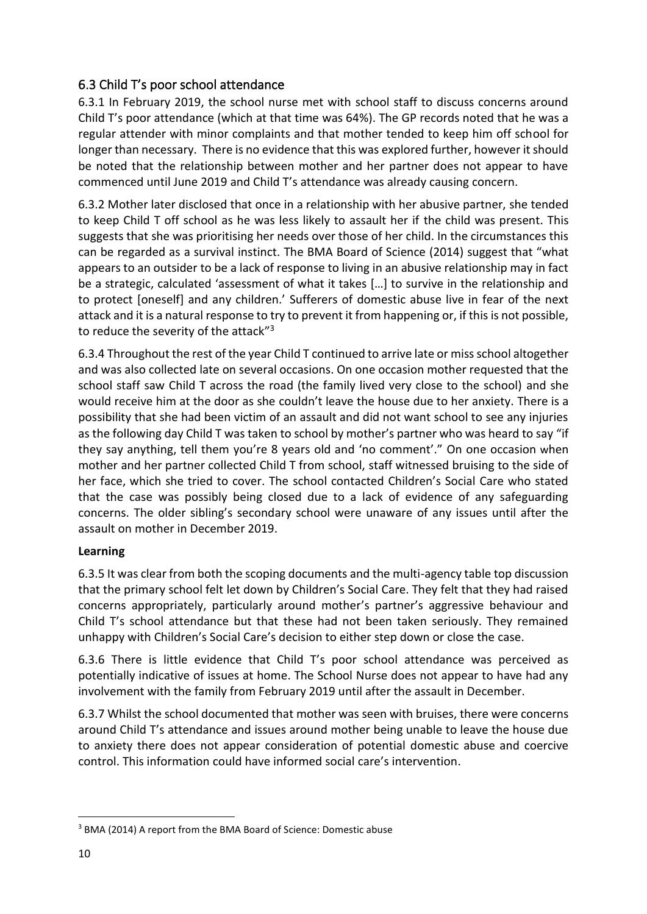## 6.3 Child T's poor school attendance

6.3.1 In February 2019, the school nurse met with school staff to discuss concerns around Child T's poor attendance (which at that time was 64%). The GP records noted that he was a regular attender with minor complaints and that mother tended to keep him off school for longer than necessary. There is no evidence that this was explored further, however it should be noted that the relationship between mother and her partner does not appear to have commenced until June 2019 and Child T's attendance was already causing concern.

6.3.2 Mother later disclosed that once in a relationship with her abusive partner, she tended to keep Child T off school as he was less likely to assault her if the child was present. This suggests that she was prioritising her needs over those of her child. In the circumstances this can be regarded as a survival instinct. The BMA Board of Science (2014) suggest that "what appears to an outsider to be a lack of response to living in an abusive relationship may in fact be a strategic, calculated 'assessment of what it takes […] to survive in the relationship and to protect [oneself] and any children.' Sufferers of domestic abuse live in fear of the next attack and it is a natural response to try to prevent it from happening or, if this is not possible, to reduce the severity of the attack"[3]

6.3.4 Throughout the rest of the year Child T continued to arrive late or miss school altogether and was also collected late on several occasions. On one occasion mother requested that the school staff saw Child T across the road (the family lived very close to the school) and she would receive him at the door as she couldn't leave the house due to her anxiety. There is a possibility that she had been victim of an assault and did not want school to see any injuries as the following day Child T was taken to school by mother's partner who was heard to say "if they say anything, tell them you're 8 years old and 'no comment'." On one occasion when mother and her partner collected Child T from school, staff witnessed bruising to the side of her face, which she tried to cover. The school contacted Children's Social Care who stated that the case was possibly being closed due to a lack of evidence of any safeguarding concerns. The older sibling's secondary school were unaware of any issues until after the assault on mother in December 2019.

**Learning**

6.3.5 It was clear from both the scoping documents and the multi-agency table top discussion that the primary school felt let down by Children's Social Care. They felt that they had raised concerns appropriately, particularly around mother's partner's aggressive behaviour and Child T's school attendance but that these had not been taken seriously. They remained unhappy with Children's Social Care's decision to either step down or close the case.

6.3.6 There is little evidence that Child T's poor school attendance was perceived as potentially indicative of issues at home. The School Nurse does not appear to have had any involvement with the family from February 2019 until after the assault in December.

6.3.7 Whilst the school documented that mother was seen with bruises, there were concerns around Child T's attendance and issues around mother being unable to leave the house due to anxiety there does not appear consideration of potential domestic abuse and coercive control. This information could have informed social care's intervention.

---

[3] BMA (2014) A report from the BMA Board of Science: Domestic abuse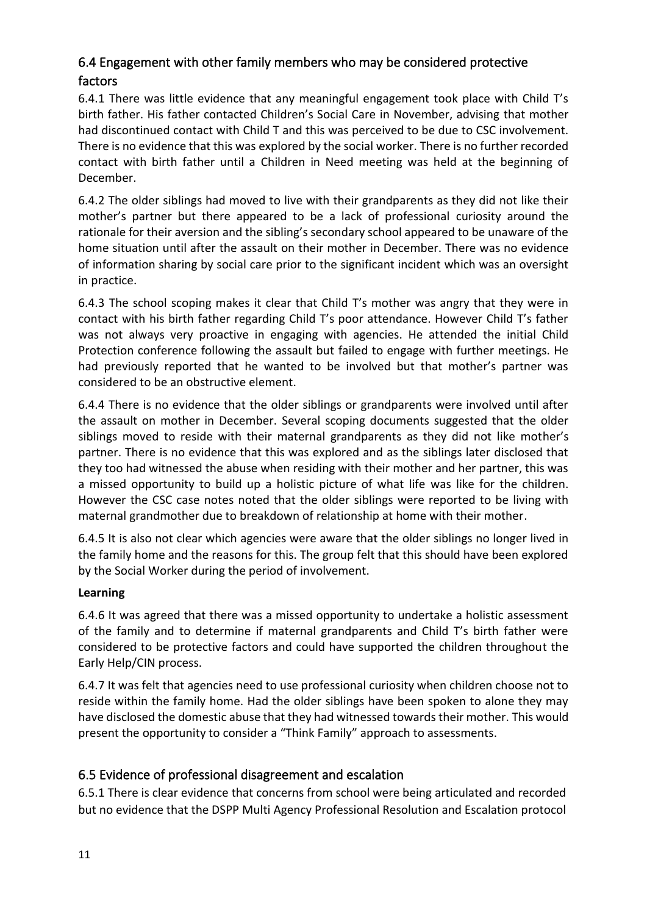## 6.4 Engagement with other family members who may be considered protective factors

6.4.1 There was little evidence that any meaningful engagement took place with Child T's birth father. His father contacted Children's Social Care in November, advising that mother had discontinued contact with Child T and this was perceived to be due to CSC involvement. There is no evidence that this was explored by the social worker. There is no further recorded contact with birth father until a Children in Need meeting was held at the beginning of December.

6.4.2 The older siblings had moved to live with their grandparents as they did not like their mother's partner but there appeared to be a lack of professional curiosity around the rationale for their aversion and the sibling's secondary school appeared to be unaware of the home situation until after the assault on their mother in December. There was no evidence of information sharing by social care prior to the significant incident which was an oversight in practice.

6.4.3 The school scoping makes it clear that Child T's mother was angry that they were in contact with his birth father regarding Child T's poor attendance. However Child T's father was not always very proactive in engaging with agencies. He attended the initial Child Protection conference following the assault but failed to engage with further meetings. He had previously reported that he wanted to be involved but that mother's partner was considered to be an obstructive element.

6.4.4 There is no evidence that the older siblings or grandparents were involved until after the assault on mother in December. Several scoping documents suggested that the older siblings moved to reside with their maternal grandparents as they did not like mother's partner. There is no evidence that this was explored and as the siblings later disclosed that they too had witnessed the abuse when residing with their mother and her partner, this was a missed opportunity to build up a holistic picture of what life was like for the children. However the CSC case notes noted that the older siblings were reported to be living with maternal grandmother due to breakdown of relationship at home with their mother.

6.4.5 It is also not clear which agencies were aware that the older siblings no longer lived in the family home and the reasons for this. The group felt that this should have been explored by the Social Worker during the period of involvement.

**Learning**

6.4.6 It was agreed that there was a missed opportunity to undertake a holistic assessment of the family and to determine if maternal grandparents and Child T's birth father were considered to be protective factors and could have supported the children throughout the Early Help/CIN process.

6.4.7 It was felt that agencies need to use professional curiosity when children choose not to reside within the family home. Had the older siblings have been spoken to alone they may have disclosed the domestic abuse that they had witnessed towards their mother. This would present the opportunity to consider a "Think Family" approach to assessments.

## 6.5 Evidence of professional disagreement and escalation

6.5.1 There is clear evidence that concerns from school were being articulated and recorded but no evidence that the DSPP Multi Agency Professional Resolution and Escalation protocol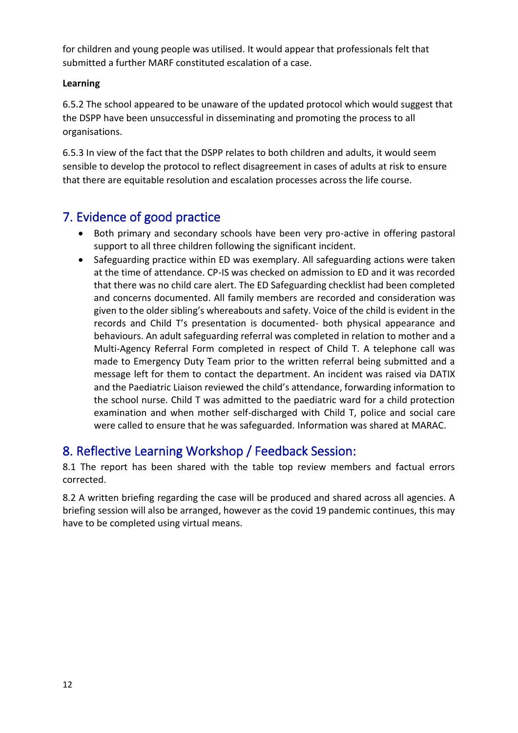for children and young people was utilised. It would appear that professionals felt that submitted a further MARF constituted escalation of a case.

**Learning**

6.5.2 The school appeared to be unaware of the updated protocol which would suggest that the DSPP have been unsuccessful in disseminating and promoting the process to all organisations.

6.5.3 In view of the fact that the DSPP relates to both children and adults, it would seem sensible to develop the protocol to reflect disagreement in cases of adults at risk to ensure that there are equitable resolution and escalation processes across the life course.

## 7. Evidence of good practice

- Both primary and secondary schools have been very pro-active in offering pastoral support to all three children following the significant incident.
- Safeguarding practice within ED was exemplary. All safeguarding actions were taken at the time of attendance. CP-IS was checked on admission to ED and it was recorded that there was no child care alert. The ED Safeguarding checklist had been completed and concerns documented. All family members are recorded and consideration was given to the older sibling's whereabouts and safety. Voice of the child is evident in the records and Child T's presentation is documented- both physical appearance and behaviours. An adult safeguarding referral was completed in relation to mother and a Multi-Agency Referral Form completed in respect of Child T. A telephone call was made to Emergency Duty Team prior to the written referral being submitted and a message left for them to contact the department. An incident was raised via DATIX and the Paediatric Liaison reviewed the child's attendance, forwarding information to the school nurse. Child T was admitted to the paediatric ward for a child protection examination and when mother self-discharged with Child T, police and social care were called to ensure that he was safeguarded. Information was shared at MARAC.

## 8. Reflective Learning Workshop / Feedback Session:

8.1 The report has been shared with the table top review members and factual errors corrected.

8.2 A written briefing regarding the case will be produced and shared across all agencies. A briefing session will also be arranged, however as the covid 19 pandemic continues, this may have to be completed using virtual means.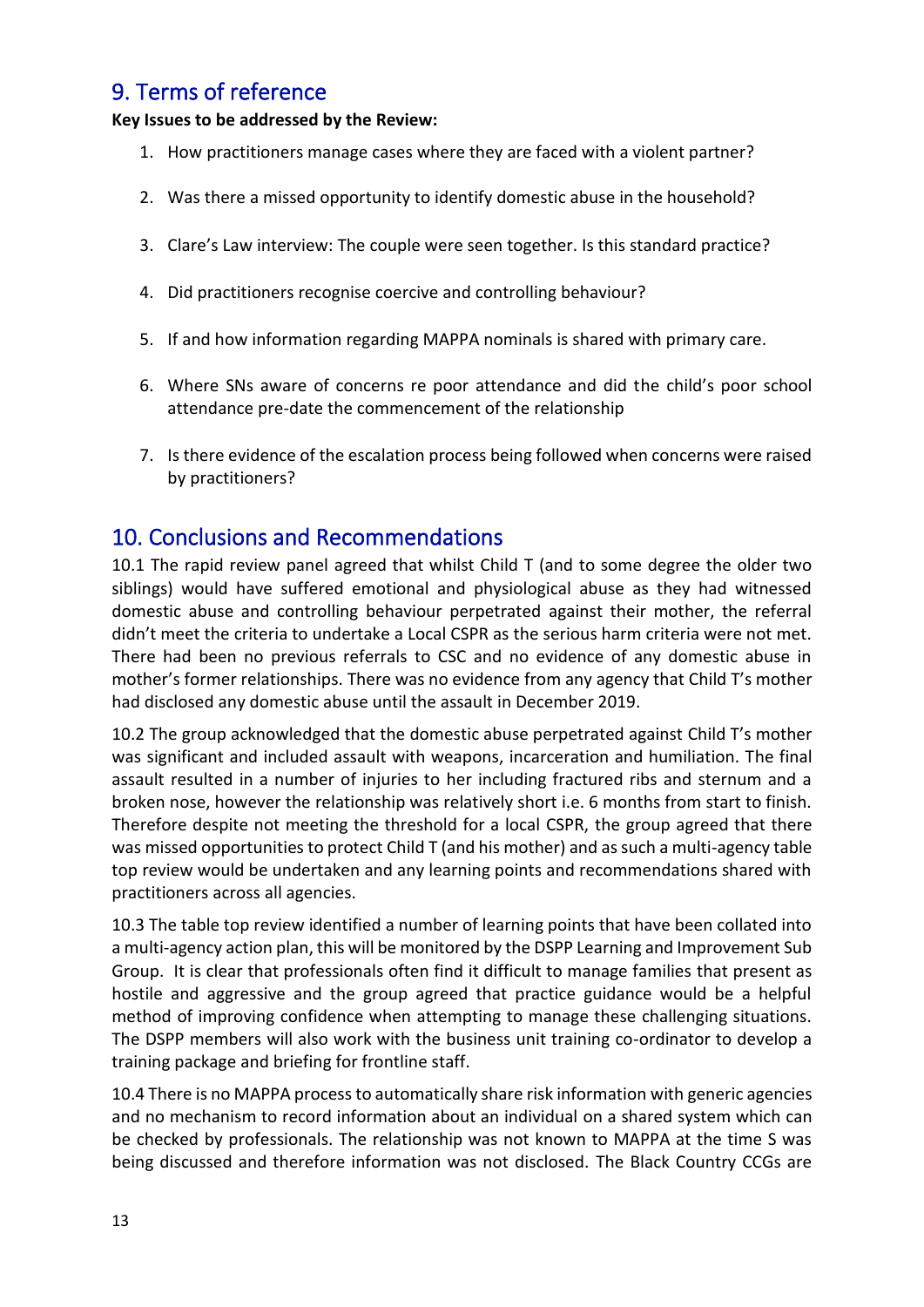## 9. Terms of reference

**Key Issues to be addressed by the Review:**

1. How practitioners manage cases where they are faced with a violent partner?
2. Was there a missed opportunity to identify domestic abuse in the household?
3. Clare's Law interview: The couple were seen together. Is this standard practice?
4. Did practitioners recognise coercive and controlling behaviour?
5. If and how information regarding MAPPA nominals is shared with primary care.
6. Where SNs aware of concerns re poor attendance and did the child's poor school attendance pre-date the commencement of the relationship
7. Is there evidence of the escalation process being followed when concerns were raised by practitioners?

## 10. Conclusions and Recommendations

10.1 The rapid review panel agreed that whilst Child T (and to some degree the older two siblings) would have suffered emotional and physiological abuse as they had witnessed domestic abuse and controlling behaviour perpetrated against their mother, the referral didn't meet the criteria to undertake a Local CSPR as the serious harm criteria were not met. There had been no previous referrals to CSC and no evidence of any domestic abuse in mother's former relationships. There was no evidence from any agency that Child T's mother had disclosed any domestic abuse until the assault in December 2019.

10.2 The group acknowledged that the domestic abuse perpetrated against Child T's mother was significant and included assault with weapons, incarceration and humiliation. The final assault resulted in a number of injuries to her including fractured ribs and sternum and a broken nose, however the relationship was relatively short i.e. 6 months from start to finish. Therefore despite not meeting the threshold for a local CSPR, the group agreed that there was missed opportunities to protect Child T (and his mother) and as such a multi-agency table top review would be undertaken and any learning points and recommendations shared with practitioners across all agencies.

10.3 The table top review identified a number of learning points that have been collated into a multi-agency action plan, this will be monitored by the DSPP Learning and Improvement Sub Group. It is clear that professionals often find it difficult to manage families that present as hostile and aggressive and the group agreed that practice guidance would be a helpful method of improving confidence when attempting to manage these challenging situations. The DSPP members will also work with the business unit training co-ordinator to develop a training package and briefing for frontline staff.

10.4 There is no MAPPA process to automatically share risk information with generic agencies and no mechanism to record information about an individual on a shared system which can be checked by professionals. The relationship was not known to MAPPA at the time S was being discussed and therefore information was not disclosed. The Black Country CCGs are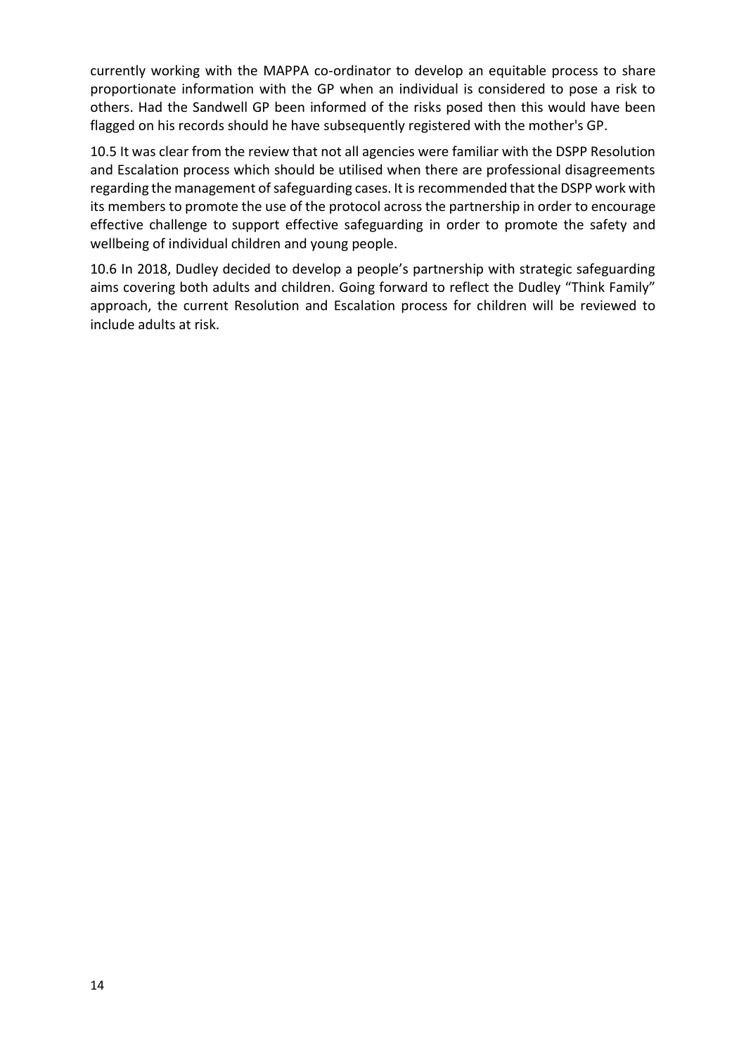currently working with the MAPPA co-ordinator to develop an equitable process to share proportionate information with the GP when an individual is considered to pose a risk to others. Had the Sandwell GP been informed of the risks posed then this would have been flagged on his records should he have subsequently registered with the mother's GP.

10.5 It was clear from the review that not all agencies were familiar with the DSPP Resolution and Escalation process which should be utilised when there are professional disagreements regarding the management of safeguarding cases. It is recommended that the DSPP work with its members to promote the use of the protocol across the partnership in order to encourage effective challenge to support effective safeguarding in order to promote the safety and wellbeing of individual children and young people.

10.6 In 2018, Dudley decided to develop a people's partnership with strategic safeguarding aims covering both adults and children. Going forward to reflect the Dudley "Think Family" approach, the current Resolution and Escalation process for children will be reviewed to include adults at risk.